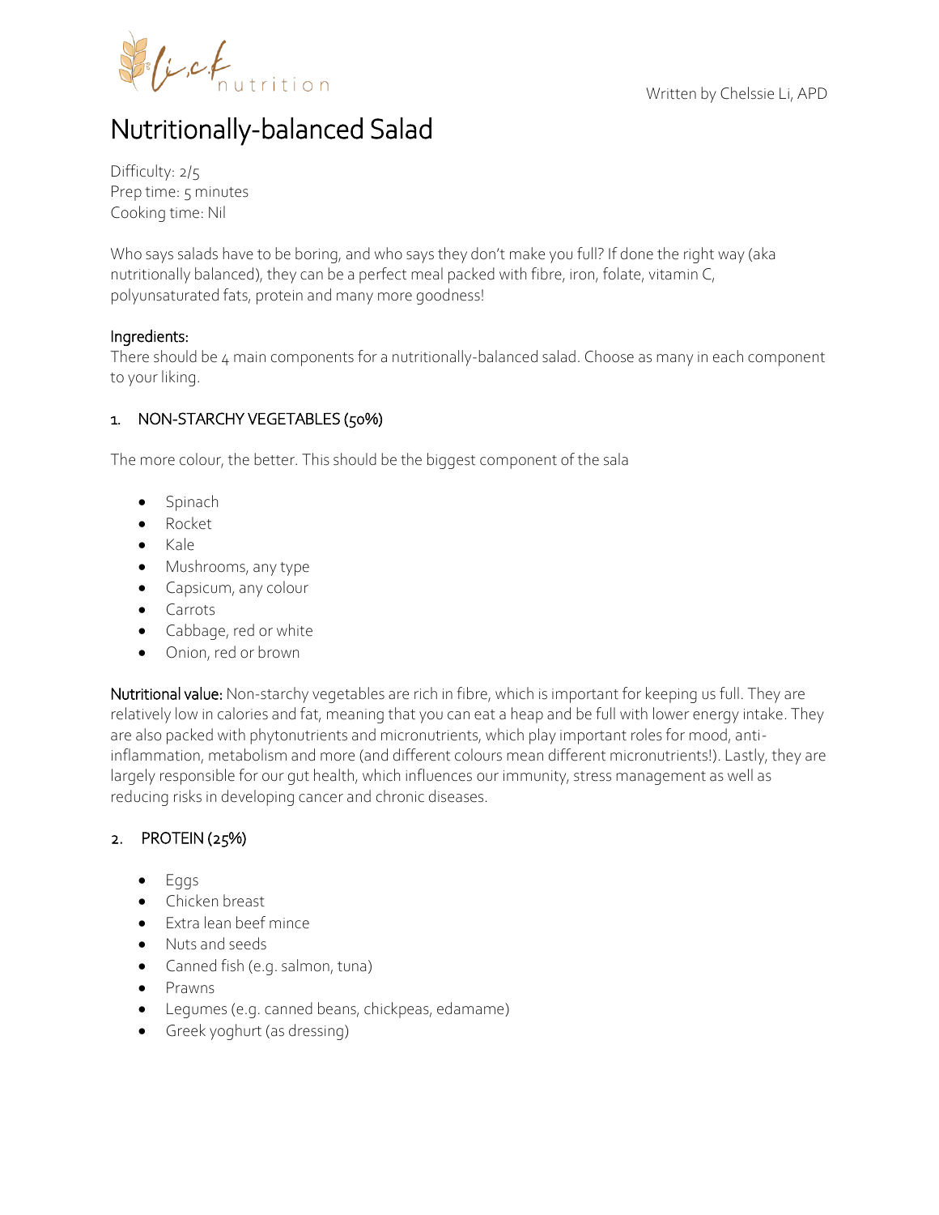Written by Chelssie Li, APD

# Nutritionally-balanced Salad

Difficulty: 2/5
Prep time: 5 minutes
Cooking time: Nil

Who says salads have to be boring, and who says they don't make you full? If done the right way (aka nutritionally balanced), they can be a perfect meal packed with fibre, iron, folate, vitamin C, polyunsaturated fats, protein and many more goodness!

## Ingredients:

There should be 4 main components for a nutritionally-balanced salad. Choose as many in each component to your liking.

### 1. NON-STARCHY VEGETABLES (50%)

The more colour, the better. This should be the biggest component of the sala

- Spinach
- Rocket
- Kale
- Mushrooms, any type
- Capsicum, any colour
- Carrots
- Cabbage, red or white
- Onion, red or brown

Nutritional value: Non-starchy vegetables are rich in fibre, which is important for keeping us full. They are relatively low in calories and fat, meaning that you can eat a heap and be full with lower energy intake. They are also packed with phytonutrients and micronutrients, which play important roles for mood, anti-inflammation, metabolism and more (and different colours mean different micronutrients!). Lastly, they are largely responsible for our gut health, which influences our immunity, stress management as well as reducing risks in developing cancer and chronic diseases.

### 2. PROTEIN (25%)

- Eggs
- Chicken breast
- Extra lean beef mince
- Nuts and seeds
- Canned fish (e.g. salmon, tuna)
- Prawns
- Legumes (e.g. canned beans, chickpeas, edamame)
- Greek yoghurt (as dressing)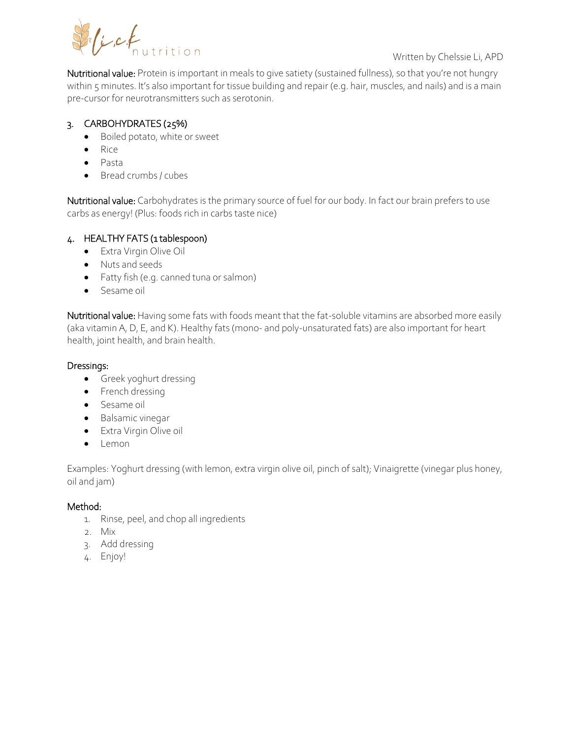**Nutritional value:** Protein is important in meals to give satiety (sustained fullness), so that you're not hungry within 5 minutes. It's also important for tissue building and repair (e.g. hair, muscles, and nails) and is a main pre-cursor for neurotransmitters such as serotonin.

3. CARBOHYDRATES (25%)
   - Boiled potato, white or sweet
   - Rice
   - Pasta
   - Bread crumbs / cubes

**Nutritional value:** Carbohydrates is the primary source of fuel for our body. In fact our brain prefers to use carbs as energy! (Plus: foods rich in carbs taste nice)

4. HEALTHY FATS (1 tablespoon)
   - Extra Virgin Olive Oil
   - Nuts and seeds
   - Fatty fish (e.g. canned tuna or salmon)
   - Sesame oil

**Nutritional value:** Having some fats with foods meant that the fat-soluble vitamins are absorbed more easily (aka vitamin A, D, E, and K). Healthy fats (mono- and poly-unsaturated fats) are also important for heart health, joint health, and brain health.

**Dressings:**

- Greek yoghurt dressing
- French dressing
- Sesame oil
- Balsamic vinegar
- Extra Virgin Olive oil
- Lemon

Examples: Yoghurt dressing (with lemon, extra virgin olive oil, pinch of salt); Vinaigrette (vinegar plus honey, oil and jam)

**Method:**

1. Rinse, peel, and chop all ingredients
2. Mix
3. Add dressing
4. Enjoy!